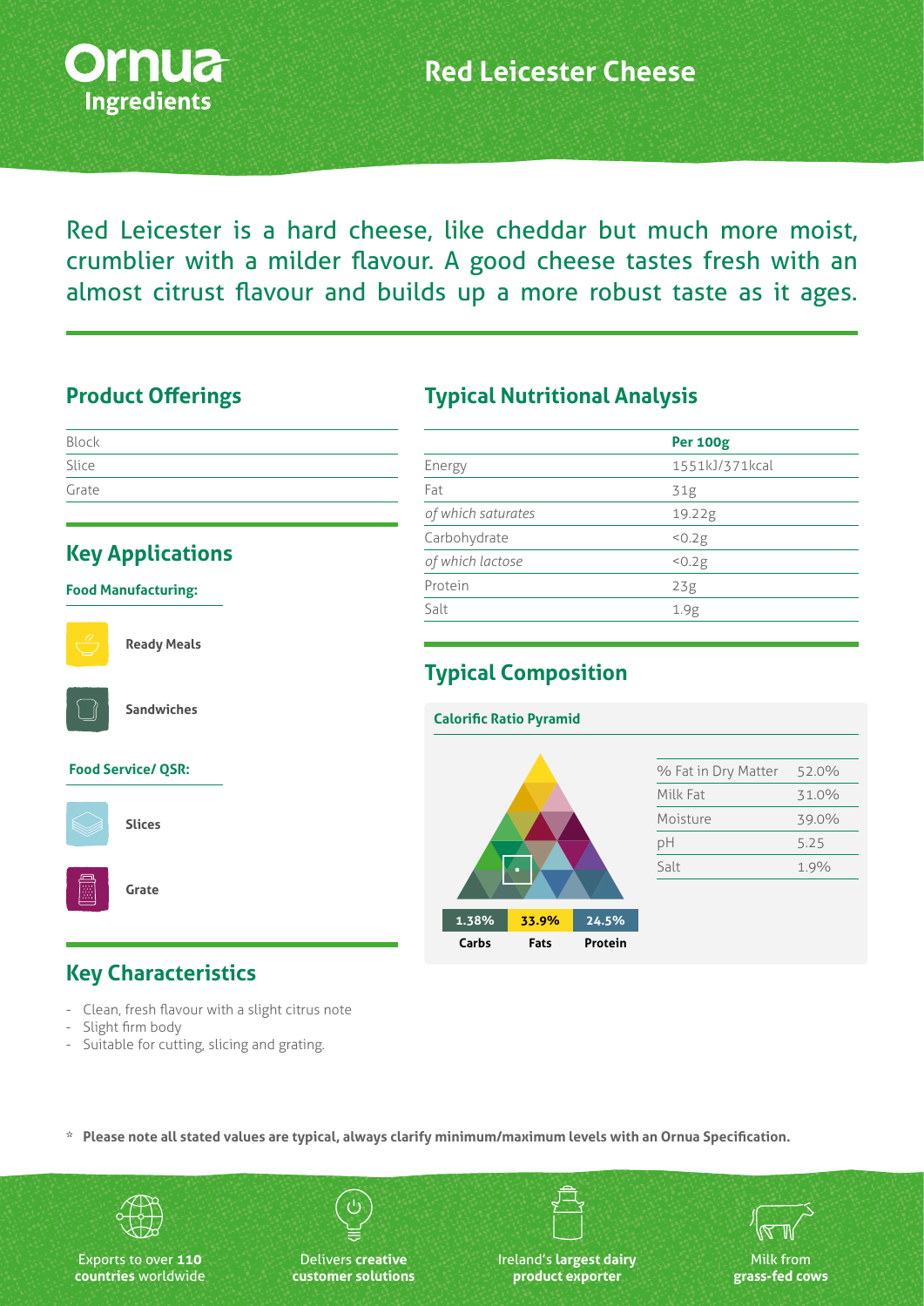# Red Leicester Cheese

Ornua Ingredients

Red Leicester is a hard cheese, like cheddar but much more moist, crumblier with a milder flavour. A good cheese tastes fresh with an almost citrust flavour and builds up a more robust taste as it ages.

## Product Offerings

- Block
- Slice
- Grate

## Key Applications

### Food Manufacturing:

- Ready Meals
- Sandwiches

### Food Service/ QSR:

- Slices
- Grate

## Key Characteristics

- Clean, fresh flavour with a slight citrus note
- Slight firm body
- Suitable for cutting, slicing and grating.

## Typical Nutritional Analysis

| | Per 100g |
|---|---|
| Energy | 1551kJ/371kcal |
| Fat | 31g |
| *of which saturates* | 19.22g |
| Carbohydrate | <0.2g |
| *of which lactose* | <0.2g |
| Protein | 23g |
| Salt | 1.9g |

## Typical Composition

### Calorific Ratio Pyramid

| Carbs | Fats | Protein |
|---|---|---|
| 1.38% | 33.9% | 24.5% |

| | |
|---|---|
| % Fat in Dry Matter | 52.0% |
| Milk Fat | 31.0% |
| Moisture | 39.0% |
| pH | 5.25 |
| Salt | 1.9% |

\* **Please note all stated values are typical, always clarify minimum/maximum levels with an Ornua Specification.**

Exports to over **110 countries** worldwide

Delivers **creative customer solutions**

Ireland's **largest dairy product exporter**

Milk from **grass-fed cows**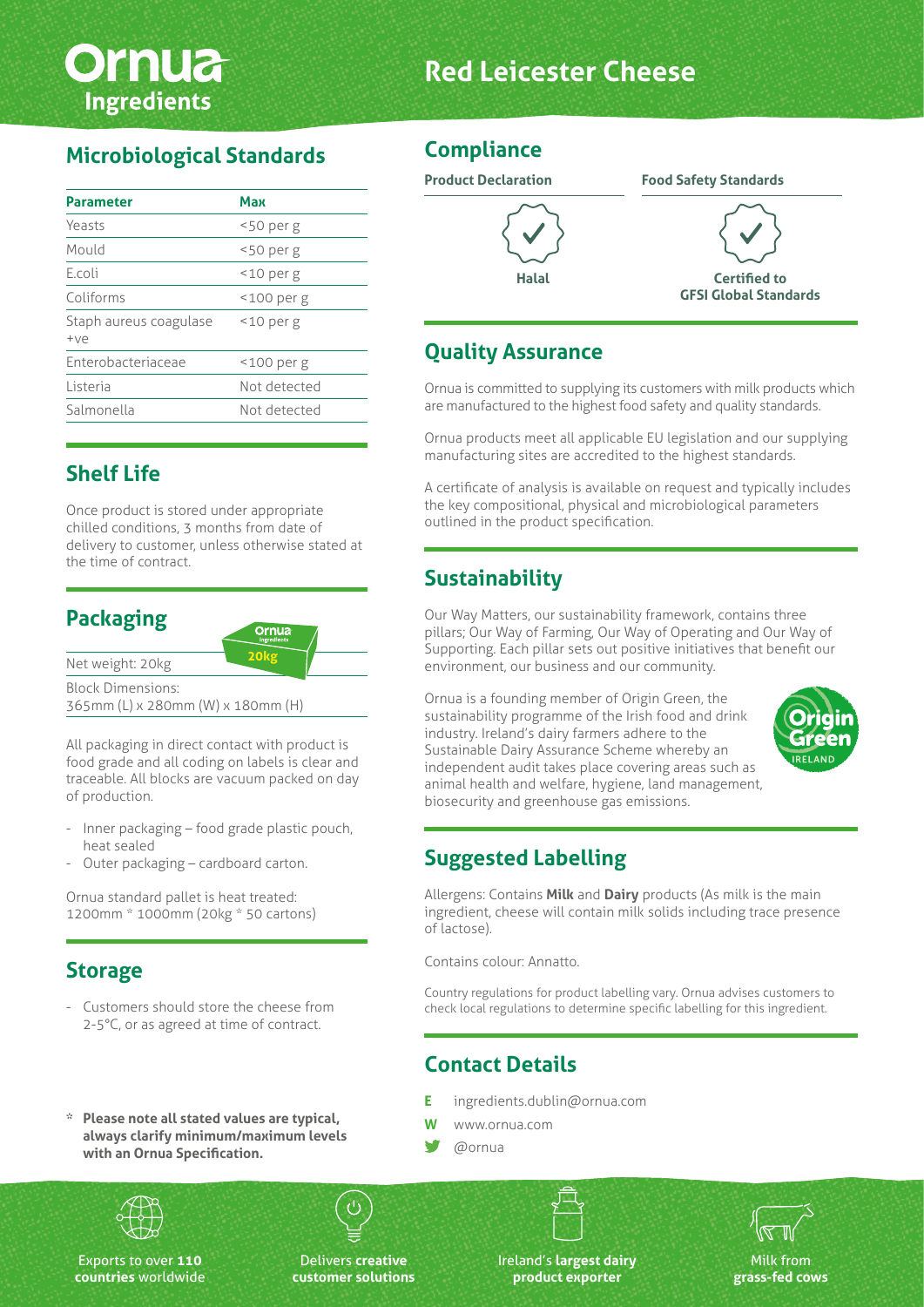# Red Leicester Cheese

## Microbiological Standards

| Parameter | Max |
|---|---|
| Yeasts | <50 per g |
| Mould | <50 per g |
| E.coli | <10 per g |
| Coliforms | <100 per g |
| Staph aureus coagulase +ve | <10 per g |
| Enterobacteriaceae | <100 per g |
| Listeria | Not detected |
| Salmonella | Not detected |

## Shelf Life

Once product is stored under appropriate chilled conditions, 3 months from date of delivery to customer, unless otherwise stated at the time of contract.

## Packaging

Net weight: 20kg

Block Dimensions:
365mm (L) x 280mm (W) x 180mm (H)

All packaging in direct contact with product is food grade and all coding on labels is clear and traceable. All blocks are vacuum packed on day of production.

- Inner packaging – food grade plastic pouch, heat sealed
- Outer packaging – cardboard carton.

Ornua standard pallet is heat treated:
1200mm * 1000mm (20kg * 50 cartons)

## Storage

- Customers should store the cheese from 2-5°C, or as agreed at time of contract.

* **Please note all stated values are typical, always clarify minimum/maximum levels with an Ornua Specification.**

## Compliance

**Product Declaration**

Halal

**Food Safety Standards**

Certified to GFSI Global Standards

## Quality Assurance

Ornua is committed to supplying its customers with milk products which are manufactured to the highest food safety and quality standards.

Ornua products meet all applicable EU legislation and our supplying manufacturing sites are accredited to the highest standards.

A certificate of analysis is available on request and typically includes the key compositional, physical and microbiological parameters outlined in the product specification.

## Sustainability

Our Way Matters, our sustainability framework, contains three pillars; Our Way of Farming, Our Way of Operating and Our Way of Supporting. Each pillar sets out positive initiatives that benefit our environment, our business and our community.

Ornua is a founding member of Origin Green, the sustainability programme of the Irish food and drink industry. Ireland's dairy farmers adhere to the Sustainable Dairy Assurance Scheme whereby an independent audit takes place covering areas such as animal health and welfare, hygiene, land management, biosecurity and greenhouse gas emissions.

## Suggested Labelling

Allergens: Contains **Milk** and **Dairy** products (As milk is the main ingredient, cheese will contain milk solids including trace presence of lactose).

Contains colour: Annatto.

Country regulations for product labelling vary. Ornua advises customers to check local regulations to determine specific labelling for this ingredient.

## Contact Details

- **E** ingredients.dublin@ornua.com
- **W** www.ornua.com
- @ornua

Exports to over **110 countries** worldwide

Delivers **creative customer solutions**

Ireland's **largest dairy product exporter**

Milk from **grass-fed cows**